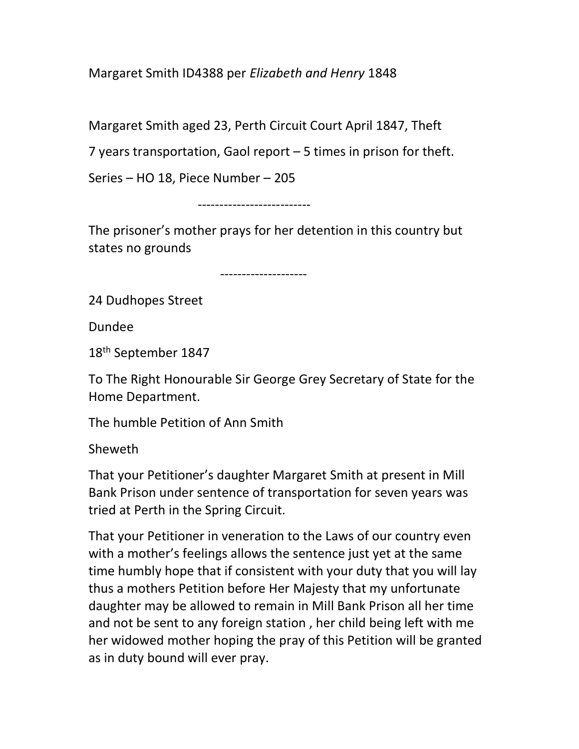Margaret Smith ID4388 per *Elizabeth and Henry* 1848

Margaret Smith aged 23, Perth Circuit Court April 1847, Theft

7 years transportation, Gaol report – 5 times in prison for theft.

Series – HO 18, Piece Number – 205

--------------------------

The prisoner's mother prays for her detention in this country but states no grounds

--------------------

24 Dudhopes Street

Dundee

18th September 1847

To The Right Honourable Sir George Grey Secretary of State for the Home Department.

The humble Petition of Ann Smith

Sheweth

That your Petitioner's daughter Margaret Smith at present in Mill Bank Prison under sentence of transportation for seven years was tried at Perth in the Spring Circuit.

That your Petitioner in veneration to the Laws of our country even with a mother's feelings allows the sentence just yet at the same time humbly hope that if consistent with your duty that you will lay thus a mothers Petition before Her Majesty that my unfortunate daughter may be allowed to remain in Mill Bank Prison all her time and not be sent to any foreign station , her child being left with me her widowed mother hoping the pray of this Petition will be granted as in duty bound will ever pray.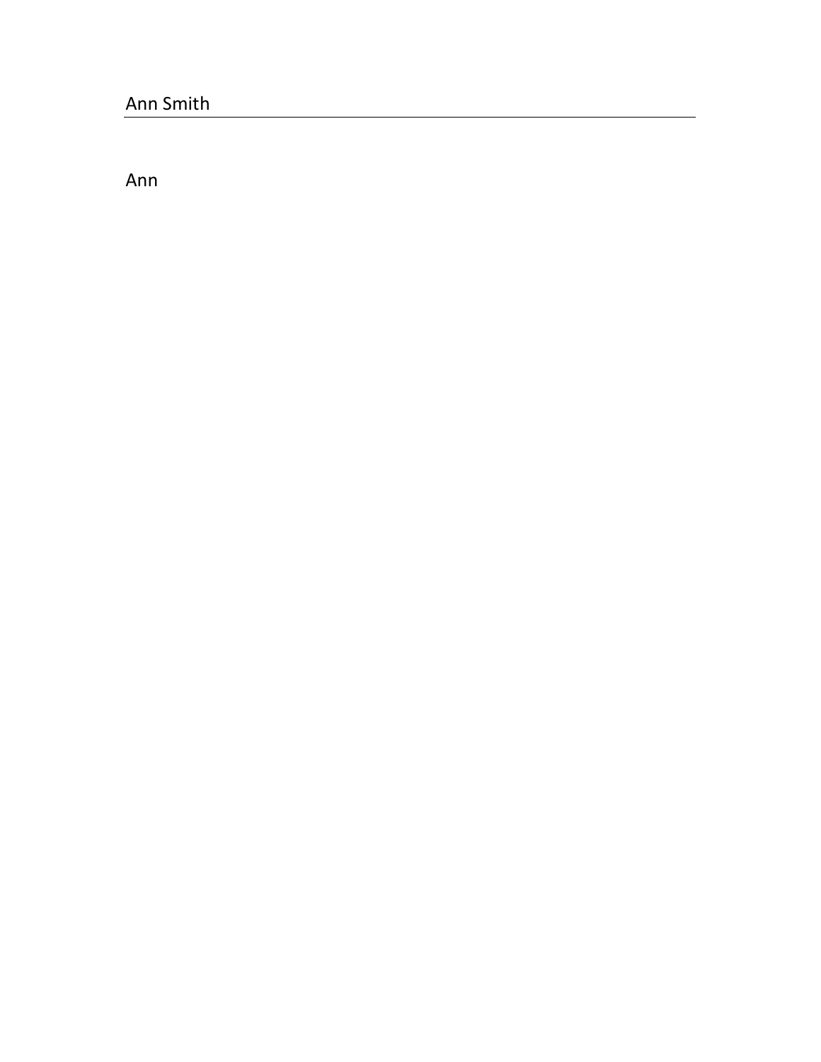Ann